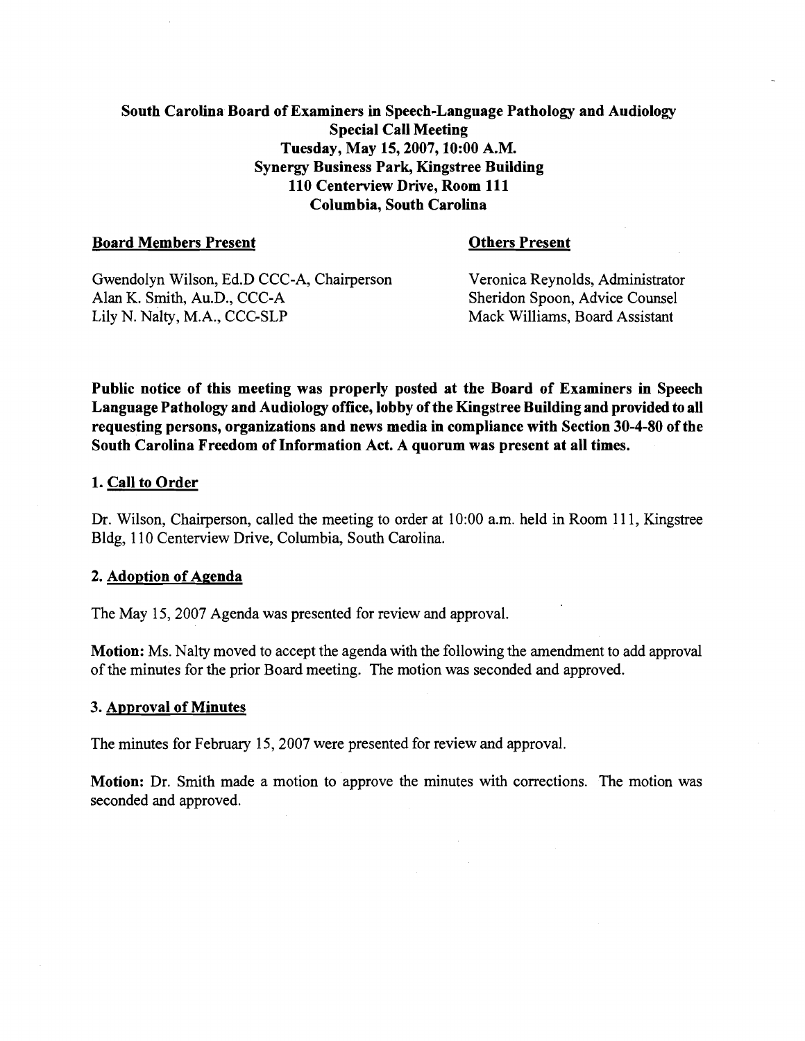# South Carolina Board of Examiners in Speech-Language Pathology and Audiology
## Special Call Meeting
## Tuesday, May 15, 2007, 10:00 A.M.
## Synergy Business Park, Kingstree Building
## 110 Centerview Drive, Room 111
## Columbia, South Carolina

**Board Members Present**

Gwendolyn Wilson, Ed.D CCC-A, Chairperson
Alan K. Smith, Au.D., CCC-A
Lily N. Nalty, M.A., CCC-SLP

**Others Present**

Veronica Reynolds, Administrator
Sheridon Spoon, Advice Counsel
Mack Williams, Board Assistant

**Public notice of this meeting was properly posted at the Board of Examiners in Speech Language Pathology and Audiology office, lobby of the Kingstree Building and provided to all requesting persons, organizations and news media in compliance with Section 30-4-80 of the South Carolina Freedom of Information Act. A quorum was present at all times.**

### 1. Call to Order

Dr. Wilson, Chairperson, called the meeting to order at 10:00 a.m. held in Room 111, Kingstree Bldg, 110 Centerview Drive, Columbia, South Carolina.

### 2. Adoption of Agenda

The May 15, 2007 Agenda was presented for review and approval.

**Motion:** Ms. Nalty moved to accept the agenda with the following the amendment to add approval of the minutes for the prior Board meeting. The motion was seconded and approved.

### 3. Approval of Minutes

The minutes for February 15, 2007 were presented for review and approval.

**Motion:** Dr. Smith made a motion to approve the minutes with corrections. The motion was seconded and approved.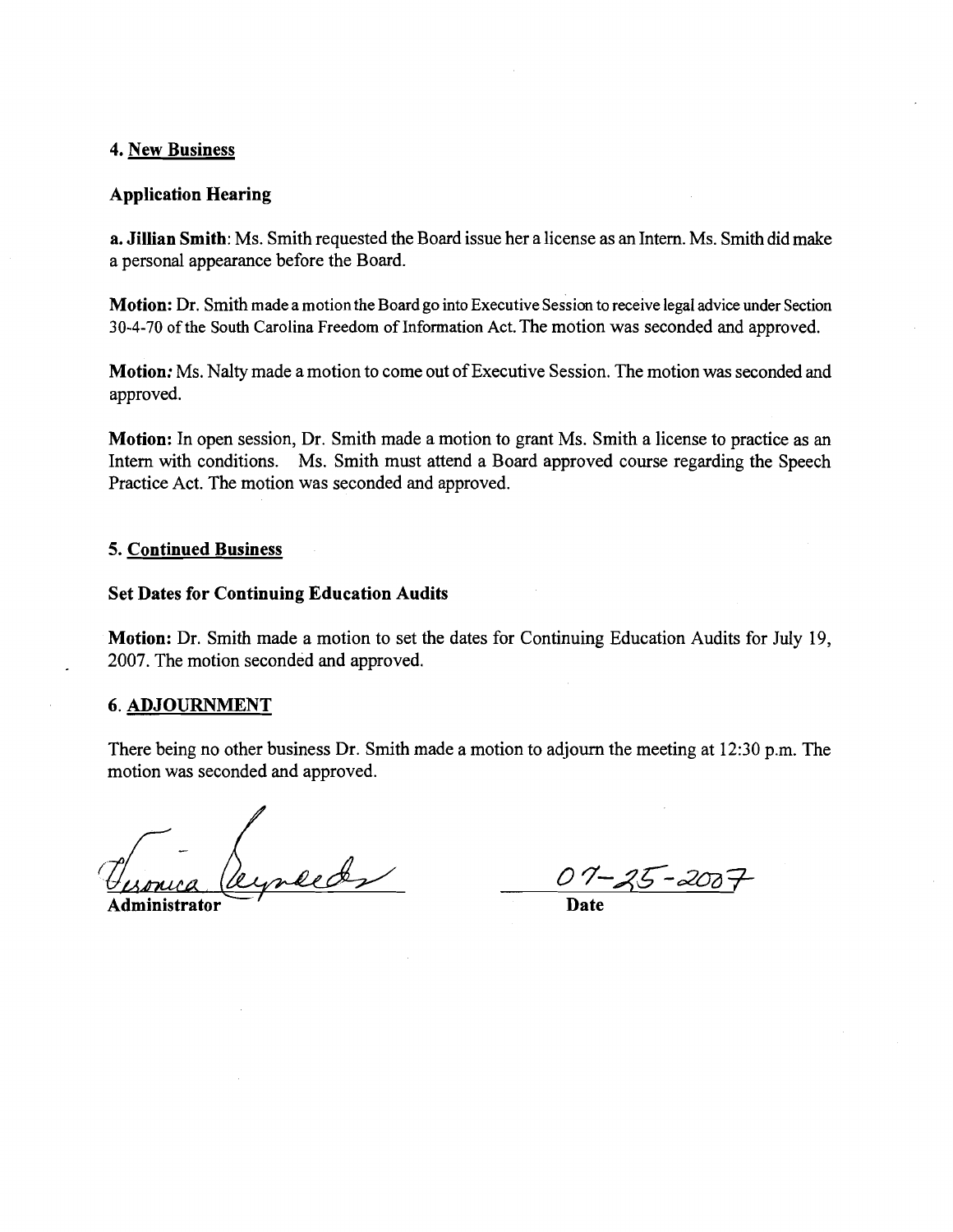## 4. New Business

### Application Hearing

**a. Jillian Smith**: Ms. Smith requested the Board issue her a license as an Intern. Ms. Smith did make a personal appearance before the Board.

**Motion:** Dr. Smith made a motion the Board go into Executive Session to receive legal advice under Section 30-4-70 of the South Carolina Freedom of Information Act. The motion was seconded and approved.

**Motion:** Ms. Nalty made a motion to come out of Executive Session. The motion was seconded and approved.

**Motion:** In open session, Dr. Smith made a motion to grant Ms. Smith a license to practice as an Intern with conditions. Ms. Smith must attend a Board approved course regarding the Speech Practice Act. The motion was seconded and approved.

## 5. Continued Business

### Set Dates for Continuing Education Audits

**Motion:** Dr. Smith made a motion to set the dates for Continuing Education Audits for July 19, 2007. The motion seconded and approved.

## 6. ADJOURNMENT

There being no other business Dr. Smith made a motion to adjourn the meeting at 12:30 p.m. The motion was seconded and approved.

Veronica Reynolds
**Administrator**

07-25-2007
**Date**